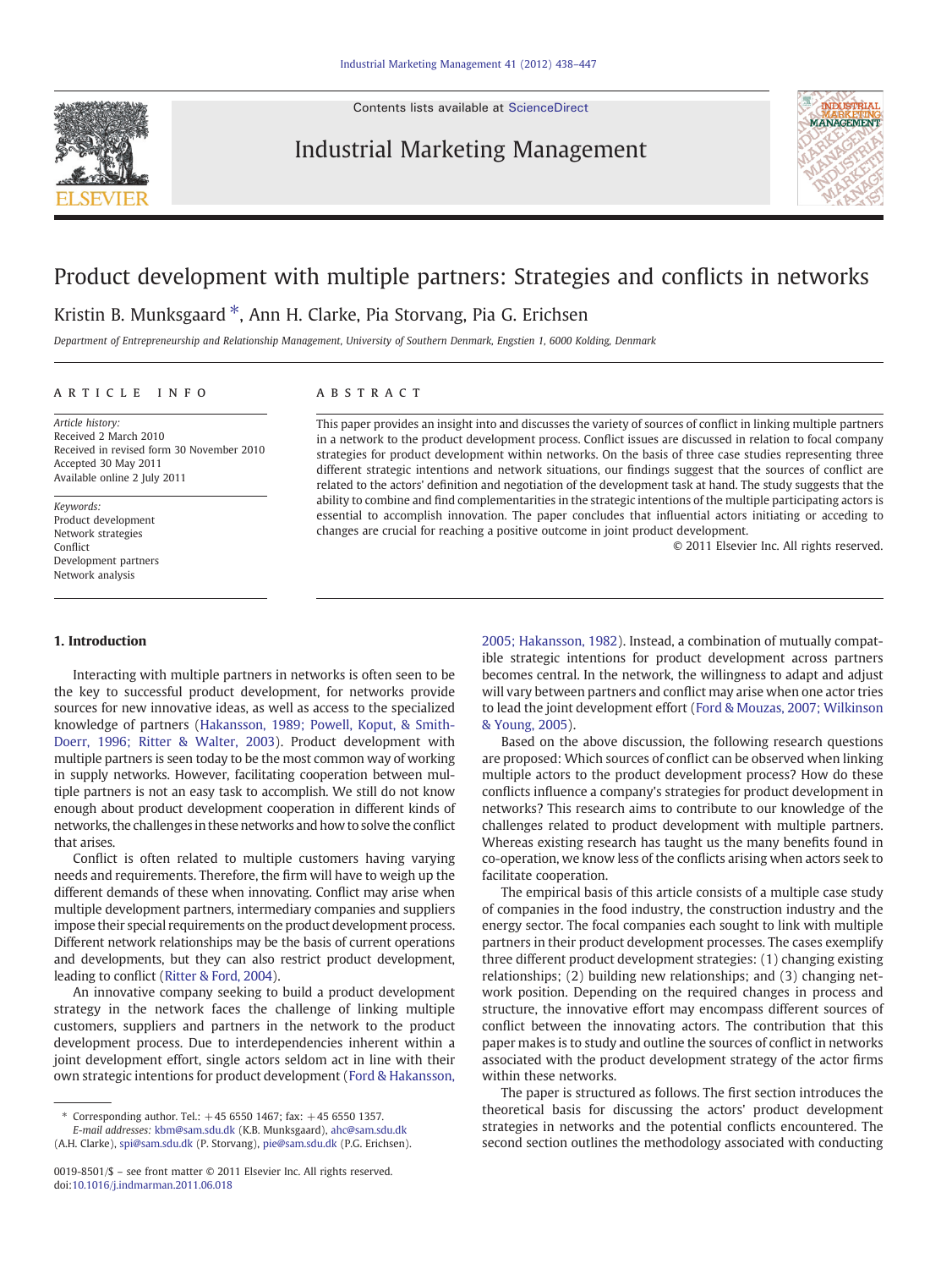# Product development with multiple partners: Strategies and conflicts in networks

Kristin B. Munksgaard *, Ann H. Clarke, Pia Storvang, Pia G. Erichsen

*Department of Entrepreneurship and Relationship Management, University of Southern Denmark, Engstien 1, 6000 Kolding, Denmark*

## ARTICLE INFO

*Article history:*
Received 2 March 2010
Received in revised form 30 November 2010
Accepted 30 May 2011
Available online 2 July 2011

*Keywords:*
Product development
Network strategies
Conflict
Development partners
Network analysis

## ABSTRACT

This paper provides an insight into and discusses the variety of sources of conflict in linking multiple partners in a network to the product development process. Conflict issues are discussed in relation to focal company strategies for product development within networks. On the basis of three case studies representing three different strategic intentions and network situations, our findings suggest that the sources of conflict are related to the actors' definition and negotiation of the development task at hand. The study suggests that the ability to combine and find complementarities in the strategic intentions of the multiple participating actors is essential to accomplish innovation. The paper concludes that influential actors initiating or acceding to changes are crucial for reaching a positive outcome in joint product development.

© 2011 Elsevier Inc. All rights reserved.

## 1. Introduction

Interacting with multiple partners in networks is often seen to be the key to successful product development, for networks provide sources for new innovative ideas, as well as access to the specialized knowledge of partners (Hakansson, 1989; Powell, Koput, & Smith-Doerr, 1996; Ritter & Walter, 2003). Product development with multiple partners is seen today to be the most common way of working in supply networks. However, facilitating cooperation between multiple partners is not an easy task to accomplish. We still do not know enough about product development cooperation in different kinds of networks, the challenges in these networks and how to solve the conflict that arises.

Conflict is often related to multiple customers having varying needs and requirements. Therefore, the firm will have to weigh up the different demands of these when innovating. Conflict may arise when multiple development partners, intermediary companies and suppliers impose their special requirements on the product development process. Different network relationships may be the basis of current operations and developments, but they can also restrict product development, leading to conflict (Ritter & Ford, 2004).

An innovative company seeking to build a product development strategy in the network faces the challenge of linking multiple customers, suppliers and partners in the network to the product development process. Due to interdependencies inherent within a joint development effort, single actors seldom act in line with their own strategic intentions for product development (Ford & Hakansson, 2005; Hakansson, 1982). Instead, a combination of mutually compatible strategic intentions for product development across partners becomes central. In the network, the willingness to adapt and adjust will vary between partners and conflict may arise when one actor tries to lead the joint development effort (Ford & Mouzas, 2007; Wilkinson & Young, 2005).

Based on the above discussion, the following research questions are proposed: Which sources of conflict can be observed when linking multiple actors to the product development process? How do these conflicts influence a company's strategies for product development in networks? This research aims to contribute to our knowledge of the challenges related to product development with multiple partners. Whereas existing research has taught us the many benefits found in co-operation, we know less of the conflicts arising when actors seek to facilitate cooperation.

The empirical basis of this article consists of a multiple case study of companies in the food industry, the construction industry and the energy sector. The focal companies each sought to link with multiple partners in their product development processes. The cases exemplify three different product development strategies: (1) changing existing relationships; (2) building new relationships; and (3) changing network position. Depending on the required changes in process and structure, the innovative effort may encompass different sources of conflict between the innovating actors. The contribution that this paper makes is to study and outline the sources of conflict in networks associated with the product development strategy of the actor firms within these networks.

The paper is structured as follows. The first section introduces the theoretical basis for discussing the actors' product development strategies in networks and the potential conflicts encountered. The second section outlines the methodology associated with conducting

---

* Corresponding author. Tel.: +45 6550 1467; fax: +45 6550 1357.
*E-mail addresses:* kbm@sam.sdu.dk (K.B. Munksgaard), ahc@sam.sdu.dk (A.H. Clarke), spi@sam.sdu.dk (P. Storvang), pie@sam.sdu.dk (P.G. Erichsen).

0019-8501/$ – see front matter © 2011 Elsevier Inc. All rights reserved.
doi:10.1016/j.indmarman.2011.06.018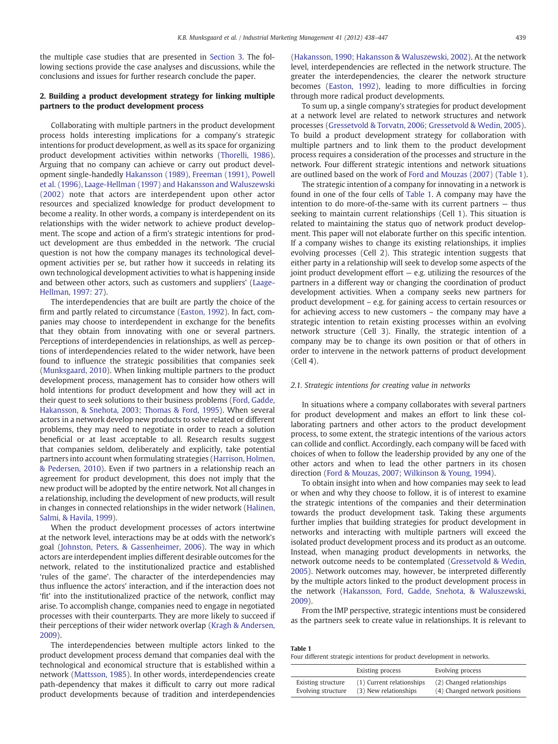the multiple case studies that are presented in Section 3. The following sections provide the case analyses and discussions, while the conclusions and issues for further research conclude the paper.

## 2. Building a product development strategy for linking multiple partners to the product development process

Collaborating with multiple partners in the product development process holds interesting implications for a company's strategic intentions for product development, as well as its space for organizing product development activities within networks (Thorelli, 1986). Arguing that no company can achieve or carry out product development single-handedly Hakansson (1989), Freeman (1991), Powell et al. (1996), Laage-Hellman (1997) and Hakansson and Waluszewski (2002) note that actors are interdependent upon other actor resources and specialized knowledge for product development to become a reality. In other words, a company is interdependent on its relationships with the wider network to achieve product development. The scope and action of a firm's strategic intentions for product development are thus embedded in the network. 'The crucial question is not how the company manages its technological development activities per se, but rather how it succeeds in relating its own technological development activities to what is happening inside and between other actors, such as customers and suppliers' (Laage-Hellman, 1997: 27).

The interdependencies that are built are partly the choice of the firm and partly related to circumstance (Easton, 1992). In fact, companies may choose to interdependent in exchange for the benefits that they obtain from innovating with one or several partners. Perceptions of interdependencies in relationships, as well as perceptions of interdependencies related to the wider network, have been found to influence the strategic possibilities that companies seek (Munksgaard, 2010). When linking multiple partners to the product development process, management has to consider how others will hold intentions for product development and how they will act in their quest to seek solutions to their business problems (Ford, Gadde, Hakansson, & Snehota, 2003; Thomas & Ford, 1995). When several actors in a network develop new products to solve related or different problems, they may need to negotiate in order to reach a solution beneficial or at least acceptable to all. Research results suggest that companies seldom, deliberately and explicitly, take potential partners into account when formulating strategies (Harrison, Holmen, & Pedersen, 2010). Even if two partners in a relationship reach an agreement for product development, this does not imply that the new product will be adopted by the entire network. Not all changes in a relationship, including the development of new products, will result in changes in connected relationships in the wider network (Halinen, Salmi, & Havila, 1999).

When the product development processes of actors intertwine at the network level, interactions may be at odds with the network's goal (Johnston, Peters, & Gassenheimer, 2006). The way in which actors are interdependent implies different desirable outcomes for the network, related to the institutionalized practice and established 'rules of the game'. The character of the interdependencies may thus influence the actors' interaction, and if the interaction does not 'fit' into the institutionalized practice of the network, conflict may arise. To accomplish change, companies need to engage in negotiated processes with their counterparts. They are more likely to succeed if their perceptions of their wider network overlap (Kragh & Andersen, 2009).

The interdependencies between multiple actors linked to the product development process demand that companies deal with the technological and economical structure that is established within a network (Mattsson, 1985). In other words, interdependencies create path-dependency that makes it difficult to carry out more radical product developments because of tradition and interdependencies (Hakansson, 1990; Hakansson & Waluszewski, 2002). At the network level, interdependencies are reflected in the network structure. The greater the interdependencies, the clearer the network structure becomes (Easton, 1992), leading to more difficulties in forcing through more radical product developments.

To sum up, a single company's strategies for product development at a network level are related to network structures and network processes (Gressetvold & Torvatn, 2006; Gressetvold & Wedin, 2005). To build a product development strategy for collaboration with multiple partners and to link them to the product development process requires a consideration of the processes and structure in the network. Four different strategic intentions and network situations are outlined based on the work of Ford and Mouzas (2007) (Table 1).

The strategic intention of a company for innovating in a network is found in one of the four cells of Table 1. A company may have the intention to do more-of-the-same with its current partners — thus seeking to maintain current relationships (Cell 1). This situation is related to maintaining the status quo of network product development. This paper will not elaborate further on this specific intention. If a company wishes to change its existing relationships, it implies evolving processes (Cell 2). This strategic intention suggests that either party in a relationship will seek to develop some aspects of the joint product development effort — e.g. utilizing the resources of the partners in a different way or changing the coordination of product development activities. When a company seeks new partners for product development – e.g. for gaining access to certain resources or for achieving access to new customers – the company may have a strategic intention to retain existing processes within an evolving network structure (Cell 3). Finally, the strategic intention of a company may be to change its own position or that of others in order to intervene in the network patterns of product development (Cell 4).

### 2.1. Strategic intentions for creating value in networks

In situations where a company collaborates with several partners for product development and makes an effort to link these collaborating partners and other actors to the product development process, to some extent, the strategic intentions of the various actors can collide and conflict. Accordingly, each company will be faced with choices of when to follow the leadership provided by any one of the other actors and when to lead the other partners in its chosen direction (Ford & Mouzas, 2007; Wilkinson & Young, 1994).

To obtain insight into when and how companies may seek to lead or when and why they choose to follow, it is of interest to examine the strategic intentions of the companies and their determination towards the product development task. Taking these arguments further implies that building strategies for product development in networks and interacting with multiple partners will exceed the isolated product development process and its product as an outcome. Instead, when managing product developments in networks, the network outcome needs to be contemplated (Gressetvold & Wedin, 2005). Network outcomes may, however, be interpreted differently by the multiple actors linked to the product development process in the network (Hakansson, Ford, Gadde, Snehota, & Waluszewski, 2009).

From the IMP perspective, strategic intentions must be considered as the partners seek to create value in relationships. It is relevant to

**Table 1**
Four different strategic intentions for product development in networks.

| | Existing process | Evolving process |
|---|---|---|
| Existing structure | (1) Current relationships | (2) Changed relationships |
| Evolving structure | (3) New relationships | (4) Changed network positions |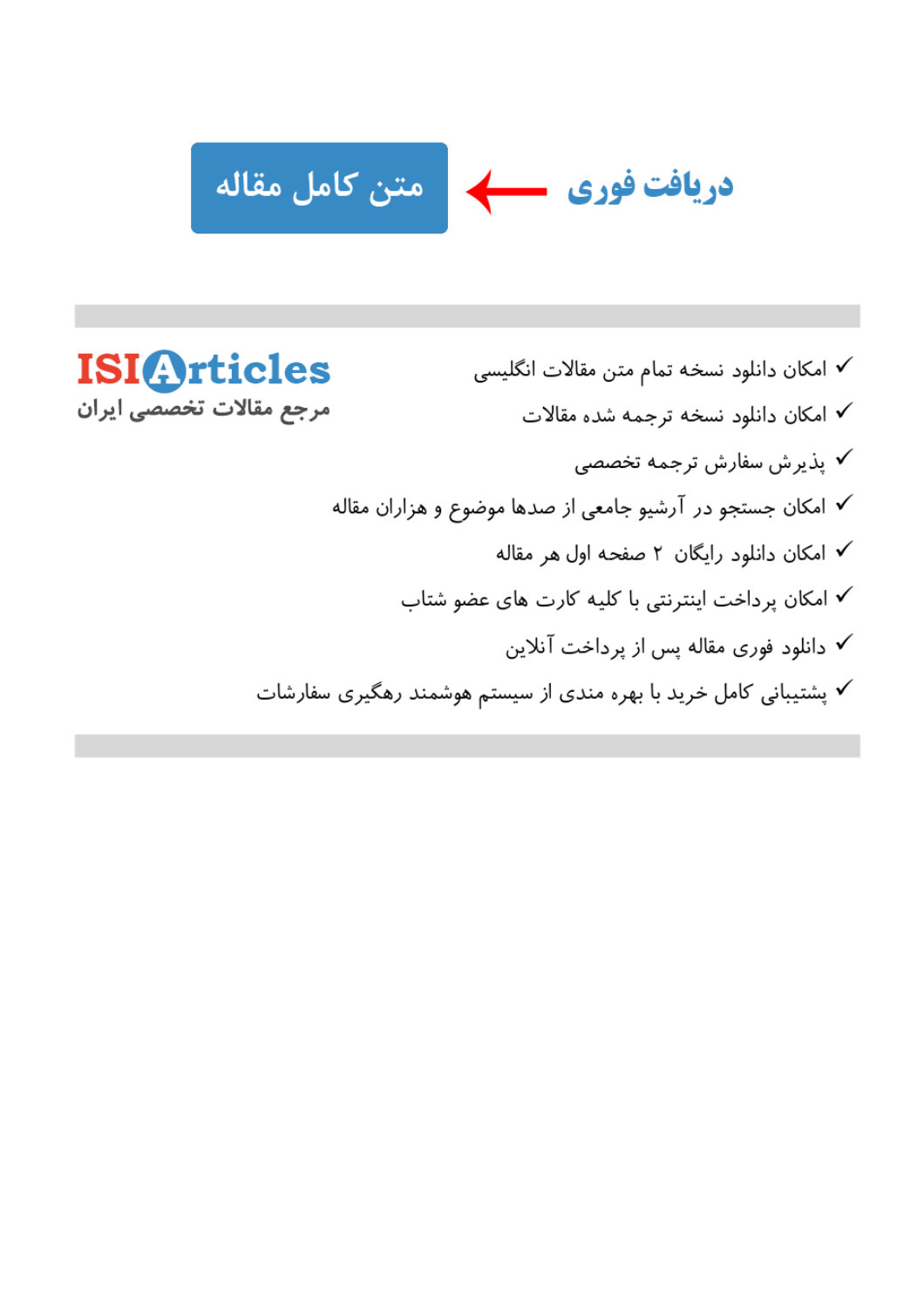دریافت فوری ← متن کامل مقاله

ISIArticles
مرجع مقالات تخصصی ایران

- ✓ امکان دانلود نسخه تمام متن مقالات انگلیسی
- ✓ امکان دانلود نسخه ترجمه شده مقالات
- ✓ پذیرش سفارش ترجمه تخصصی
- ✓ امکان جستجو در آرشیو جامعی از صدها موضوع و هزاران مقاله
- ✓ امکان دانلود رایگان ۲ صفحه اول هر مقاله
- ✓ امکان پرداخت اینترنتی با کلیه کارت های عضو شتاب
- ✓ دانلود فوری مقاله پس از پرداخت آنلاین
- ✓ پشتیبانی کامل خرید با بهره مندی از سیستم هوشمند رهگیری سفارشات